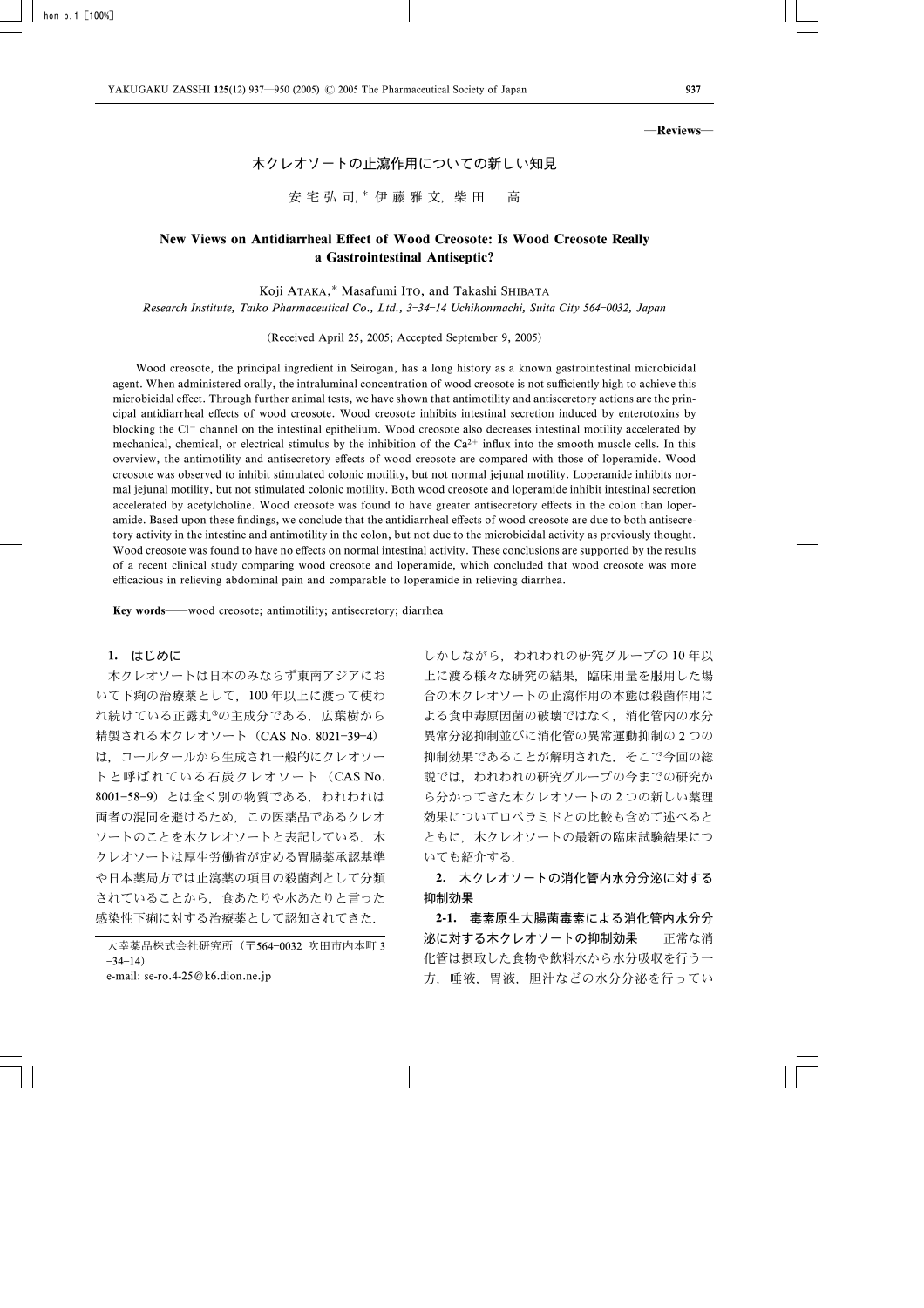—Reviews—

# 木クレオソートの止瀉作用についての新しい知見

安宅弘司,* 伊藤雅文, 柴田　高

## New Views on Antidiarrheal Effect of Wood Creosote: Is Wood Creosote Really a Gastrointestinal Antiseptic?

Koji ATAKA,* Masafumi ITO, and Takashi SHIBATA

*Research Institute, Taiko Pharmaceutical Co., Ltd., 3–34–14 Uchihonmachi, Suita City 564–0032, Japan*

(Received April 25, 2005; Accepted September 9, 2005)

Wood creosote, the principal ingredient in Seirogan, has a long history as a known gastrointestinal microbicidal agent. When administered orally, the intraluminal concentration of wood creosote is not sufficiently high to achieve this microbicidal effect. Through further animal tests, we have shown that antimotility and antisecretory actions are the principal antidiarrheal effects of wood creosote. Wood creosote inhibits intestinal secretion induced by enterotoxins by blocking the $Cl^-$ channel on the intestinal epithelium. Wood creosote also decreases intestinal motility accelerated by mechanical, chemical, or electrical stimulus by the inhibition of the $Ca^{2+}$ influx into the smooth muscle cells. In this overview, the antimotility and antisecretory effects of wood creosote are compared with those of loperamide. Wood creosote was observed to inhibit stimulated colonic motility, but not normal jejunal motility. Loperamide inhibits normal jejunal motility, but not stimulated colonic motility. Both wood creosote and loperamide inhibit intestinal secretion accelerated by acetylcholine. Wood creosote was found to have greater antisecretory effects in the colon than loperamide. Based upon these findings, we conclude that the antidiarrheal effects of wood creosote are due to both antisecretory activity in the intestine and antimotility in the colon, but not due to the microbicidal activity as previously thought. Wood creosote was found to have no effects on normal intestinal activity. These conclusions are supported by the results of a recent clinical study comparing wood creosote and loperamide, which concluded that wood creosote was more efficacious in relieving abdominal pain and comparable to loperamide in relieving diarrhea.

**Key words**——wood creosote; antimotility; antisecretory; diarrhea

## 1. はじめに

木クレオソートは日本のみならず東南アジアにおいて下痢の治療薬として，100年以上に渡って使われ続けている正露丸®の主成分である．広葉樹から精製される木クレオソート（CAS No. 8021-39-4）は，コールタールから生成され一般的にクレオソートと呼ばれている石炭クレオソート（CAS No. 8001-58-9）とは全く別の物質である．われわれは両者の混同を避けるため，この医薬品であるクレオソートのことを木クレオソートと表記している．木クレオソートは厚生労働省が定める胃腸薬承認基準や日本薬局方では止瀉薬の項目の殺菌剤として分類されていることから，食あたりや水あたりと言った感染性下痢に対する治療薬として認知されてきた．

しかしながら，われわれの研究グループの10年以上に渡る様々な研究の結果，臨床用量を服用した場合の木クレオソートの止瀉作用の本態は殺菌作用による食中毒原因菌の破壊ではなく，消化管内の水分異常分泌抑制並びに消化管の異常運動抑制の2つの抑制効果であることが解明された．そこで今回の総説では，われわれの研究グループの今までの研究から分かってきた木クレオソートの2つの新しい薬理効果についてロペラミドとの比較も含めて述べるとともに，木クレオソートの最新の臨床試験結果についても紹介する．

## 2. 木クレオソートの消化管内水分分泌に対する抑制効果

**2-1. 毒素原生大腸菌毒素による消化管内水分分泌に対する木クレオソートの抑制効果**　正常な消化管は摂取した食物や飲料水から水分吸収を行う一方，唾液，胃液，胆汁などの水分分泌を行ってい

大幸薬品株式会社研究所（〒564-0032 吹田市内本町3-34-14）
e-mail: se-ro.4-25@k6.dion.ne.jp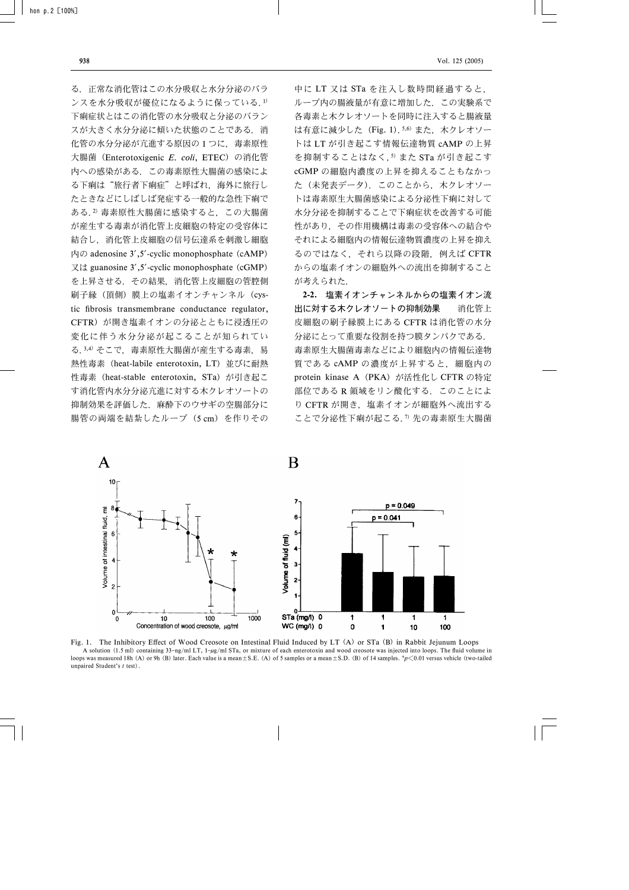る．正常な消化管はこの水分吸収と水分分泌のバランスを水分吸収が優位になるように保っている．[1] 下痢症状とはこの消化管の水分吸収と分泌のバランスが大きく水分分泌に傾いた状態のことである．消化管の水分分泌が亢進する原因の1つに，毒素原性大腸菌（Enterotoxigenic *E. coli*, ETEC）の消化管内への感染がある．この毒素原性大腸菌の感染による下痢は"旅行者下痢症"と呼ばれ，海外に旅行したときなどにしばしば発症する一般的な急性下痢である．[2] 毒素原性大腸菌に感染すると，この大腸菌が産生する毒素が消化管上皮細胞の特定の受容体に結合し，消化管上皮細胞の信号伝達系を刺激し細胞内の adenosine 3′,5′-cyclic monophosphate（cAMP）又は guanosine 3′,5′-cyclic monophosphate（cGMP）を上昇させる．その結果，消化管上皮細胞の管腔側刷子縁（頂側）膜上の塩素イオンチャンネル（cystic fibrosis transmembrane conductance regulator, CFTR）が開き塩素イオンの分泌とともに浸透圧の変化に伴う水分分泌が起こることが知られている．[3,4] そこで，毒素原性大腸菌が産生する毒素，易熱性毒素（heat-labile enterotoxin, LT）並びに耐熱性毒素（heat-stable enterotoxin, STa）が引き起こす消化管内水分分泌亢進に対する木クレオソートの抑制効果を評価した．麻酔下のウサギの空腸部分に腸管の両端を結紮したループ（5 cm）を作りその中に LT 又は STa を注入し数時間経過すると，ループ内の腸液量が有意に増加した．この実験系で各毒素と木クレオソートを同時に注入すると腸液量は有意に減少した（Fig. 1）．[5,6] また，木クレオソートは LT が引き起こす情報伝達物質 cAMP の上昇を抑制することはなく，[5] また STa が引き起こす cGMP の細胞内濃度の上昇を抑えることもなかった（未発表データ）．このことから，木クレオソートは毒素原生大腸菌感染による分泌性下痢に対して水分分泌を抑制することで下痢症状を改善する可能性があり，その作用機構は毒素の受容体への結合やそれによる細胞内の情報伝達物質濃度の上昇を抑えるのではなく，それら以降の段階，例えば CFTR からの塩素イオンの細胞外への流出を抑制することが考えられた．

**2-2. 塩素イオンチャンネルからの塩素イオン流出に対する木クレオソートの抑制効果**　消化管上皮細胞の刷子縁膜上にある CFTR は消化管の水分分泌にとって重要な役割を持つ膜タンパクである．毒素原生大腸菌毒素などにより細胞内の情報伝達物質である cAMP の濃度が上昇すると，細胞内の protein kinase A（PKA）が活性化し CFTR の特定部位である R 領域をリン酸化する．このことにより CFTR が開き，塩素イオンが細胞外へ流出することで分泌性下痢が起こる．[7] 先の毒素原生大腸菌

Fig. 1. The Inhibitory Effect of Wood Creosote on Intestinal Fluid Induced by LT (A) or STa (B) in Rabbit Jejunum Loops

A solution (1.5 ml) containing 33-ng/ml LT, 1-μg/ml STa, or mixture of each enterotoxin and wood creosote was injected into loops. The fluid volume in loops was measured 18h (A) or 9h (B) later. Each value is a mean±S.E. (A) of 5 samples or a mean±S.D. (B) of 14 samples. *$p<0.01$ versus vehicle (two-tailed unpaired Student's *t* test).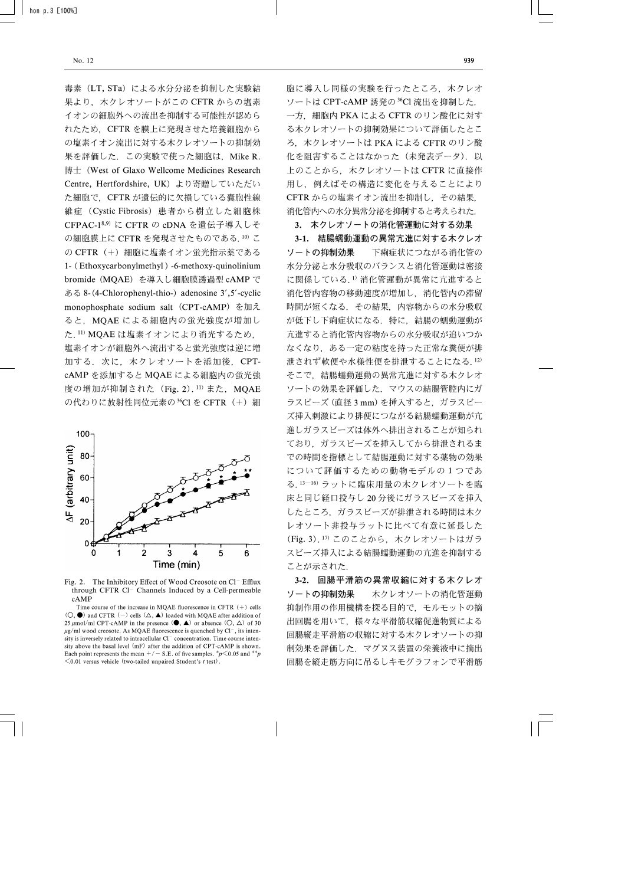毒素（LT, STa）による水分分泌を抑制した実験結果より，木クレオソートがこの CFTR からの塩素イオンの細胞外への流出を抑制する可能性が認められたため，CFTR を膜上に発現させた培養細胞からの塩素イオン流出に対する木クレオソートの抑制効果を評価した．この実験で使った細胞は，Mike R. 博士（West of Glaxo Wellcome Medicines Research Centre, Hertfordshire, UK）より寄贈していただいた細胞で，CFTR が遺伝的に欠損している嚢胞性線維症（Cystic Fibrosis）患者から樹立した細胞株 CFPAC-1[8,9] に CFTR の cDNA を遺伝子導入しその細胞膜上に CFTR を発現させたものである．[10] この CFTR（＋）細胞に塩素イオン蛍光指示薬である 1-(Ethoxycarbonylmethyl)-6-methoxy-quinolinium bromide（MQAE）を導入し細胞膜透過型 cAMP である 8-(4-Chlorophenyl-thio-) adenosine 3′,5′-cyclic monophosphate sodium salt（CPT-cAMP）を加えると，MQAE による細胞内の蛍光強度が増加した．[11] MQAE は塩素イオンにより消光するため，塩素イオンが細胞外へ流出すると蛍光強度は逆に増加する．次に，木クレオソートを添加後，CPT-cAMP を添加すると MQAE による細胞内の蛍光強度の増加が抑制された（Fig. 2）．[11] また，MQAE の代わりに放射性同位元素の $^{36}Cl$ を CFTR（＋）細胞に導入し同様の実験を行ったところ，木クレオソートは CPT-cAMP 誘発の $^{36}Cl$ 流出を抑制した．一方，細胞内 PKA による CFTR のリン酸化に対する木クレオソートの抑制効果について評価したところ，木クレオソートは PKA による CFTR のリン酸化を阻害することはなかった（未発表データ）．以上のことから，木クレオソートは CFTR に直接作用し，例えばその構造に変化を与えることにより CFTR からの塩素イオン流出を抑制し，その結果，消化管内への水分異常分泌を抑制すると考えられた．

Fig. 2. The Inhibitory Effect of Wood Creosote on $Cl^-$ Efflux through CFTR $Cl^-$ Channels Induced by a Cell-permeable cAMP

Time course of the increase in MQAE fluorescence in CFTR (＋) cells (○, ●) and CFTR (−) cells (△, ▲) loaded with MQAE after addition of 25 μmol/ml CPT-cAMP in the presence (●, ▲) or absence (○, △) of 30 μg/ml wood creosote. As MQAE fluorescence is quenched by $Cl^-$, its intensity is inversely related to intracellular $Cl^-$ concentration. Time course intensity above the basal level (mF) after the addition of CPT-cAMP is shown. Each point represents the mean ＋/− S.E. of five samples. $^{*}p<0.05$ and $^{**}p<0.01$ versus vehicle (two-tailed unpaired Student's $t$ test).

## 3. 木クレオソートの消化管運動に対する効果

**3-1. 結腸蠕動運動の異常亢進に対する木クレオソートの抑制効果**　下痢症状につながる消化管の水分分泌と水分吸収のバランスと消化管運動は密接に関係している．[1] 消化管運動が異常に亢進すると消化管内容物の移動速度が増加し，消化管内の滞留時間が短くなる．その結果，内容物からの水分吸収が低下し下痢症状になる．特に，結腸の蠕動運動が亢進すると消化管内容物からの水分吸収が追いつかなくなり，ある一定の粘度を持った正常な糞便が排泄されず軟便や水様性便を排泄することになる．[12] そこで，結腸蠕動運動の異常亢進に対する木クレオソートの効果を評価した．マウスの結腸管腔内にガラスビーズ（直径 3 mm）を挿入すると，ガラスビーズ挿入刺激により排便につながる結腸蠕動運動が亢進しガラスビーズは体外へ排出されることが知られており，ガラスビーズを挿入してから排泄されるまでの時間を指標として結腸運動に対する薬物の効果について評価するための動物モデルの 1 つである．[13–16] ラットに臨床用量の木クレオソートを臨床と同じ経口投与し 20 分後にガラスビーズを挿入したところ，ガラスビーズが排泄される時間は木クレオソート非投与ラットに比べて有意に延長した（Fig. 3）．[17] このことから，木クレオソートはガラスビーズ挿入による結腸蠕動運動の亢進を抑制することが示された．

**3-2. 回腸平滑筋の異常収縮に対する木クレオソートの抑制効果**　木クレオソートの消化管運動抑制作用の作用機構を探る目的で，モルモットの摘出回腸を用いて，様々な平滑筋収縮促進物質による回腸縦走平滑筋の収縮に対する木クレオソートの抑制効果を評価した．マグヌス装置の栄養液中に摘出回腸を縦走筋方向に吊るしキモグラフォンで平滑筋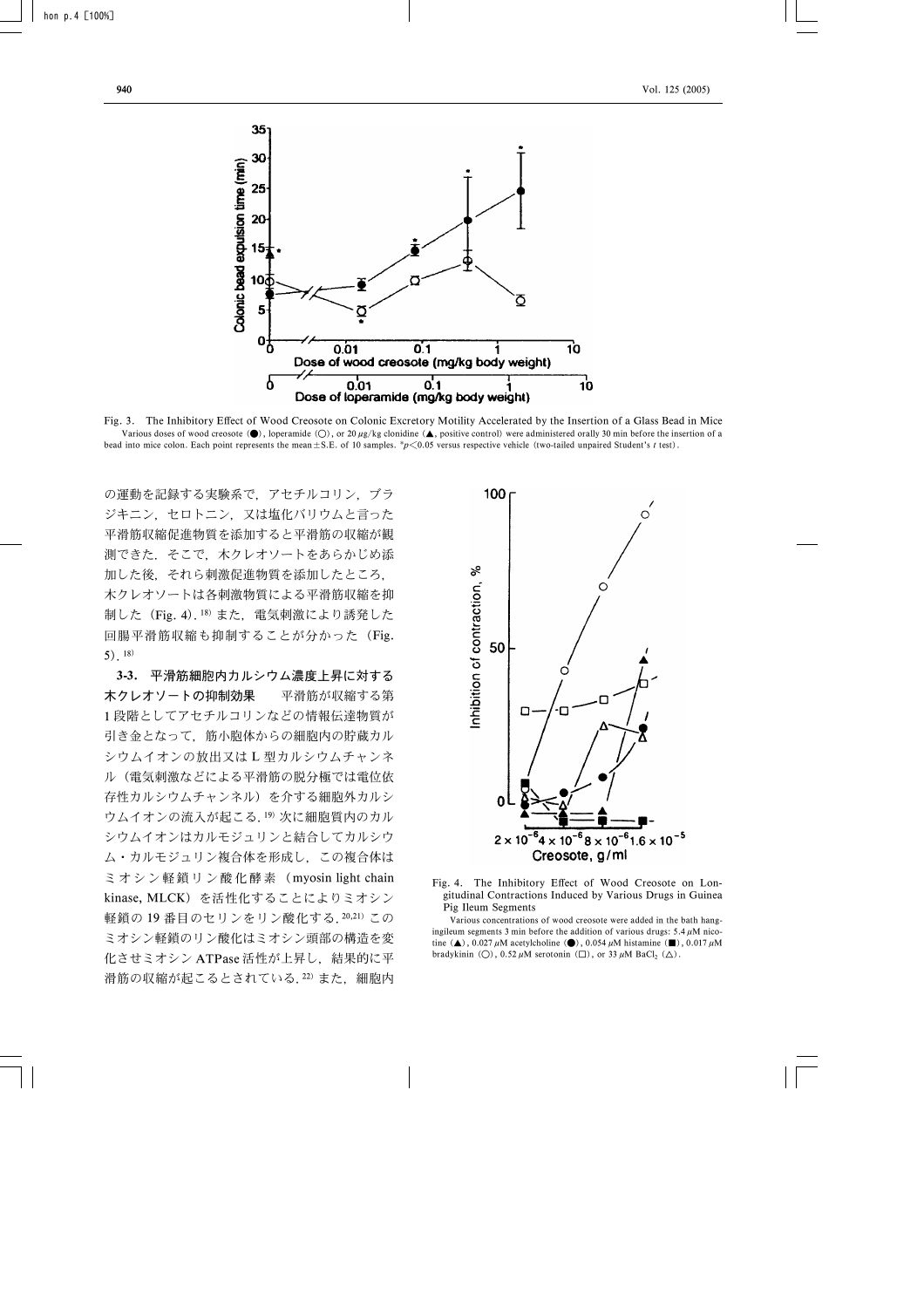Fig. 3. The Inhibitory Effect of Wood Creosote on Colonic Excretory Motility Accelerated by the Insertion of a Glass Bead in Mice

Various doses of wood creosote (●), loperamide (○), or 20 $\mu$g/kg clonidine (▲, positive control) were administered orally 30 min before the insertion of a bead into mice colon. Each point represents the mean±S.E. of 10 samples. *$p<0.05$ versus respective vehicle (two-tailed unpaired Student's $t$ test).

の運動を記録する実験系で，アセチルコリン，ブラジキニン，セロトニン，又は塩化バリウムと言った平滑筋収縮促進物質を添加すると平滑筋の収縮が観測できた．そこで，木クレオソートをあらかじめ添加した後，それら刺激促進物質を添加したところ，木クレオソートは各刺激物質による平滑筋収縮を抑制した（Fig. 4）.[18] また，電気刺激により誘発した回腸平滑筋収縮も抑制することが分かった（Fig. 5）.[18]

**3-3. 平滑筋細胞内カルシウム濃度上昇に対する木クレオソートの抑制効果**　平滑筋が収縮する第1段階としてアセチルコリンなどの情報伝達物質が引き金となって，筋小胞体からの細胞内の貯蔵カルシウムイオンの放出又はL型カルシウムチャンネル（電気刺激などによる平滑筋の脱分極では電位依存性カルシウムチャンネル）を介する細胞外カルシウムイオンの流入が起こる.[19] 次に細胞質内のカルシウムイオンはカルモジュリンと結合してカルシウム・カルモジュリン複合体を形成し，この複合体はミオシン軽鎖リン酸化酵素（myosin light chain kinase, MLCK）を活性化することによりミオシン軽鎖の19番目のセリンをリン酸化する.[20,21] このミオシン軽鎖のリン酸化はミオシン頭部の構造を変化させミオシンATPase活性が上昇し，結果的に平滑筋の収縮が起こるとされている.[22] また，細胞内

Fig. 4. The Inhibitory Effect of Wood Creosote on Longitudinal Contractions Induced by Various Drugs in Guinea Pig Ileum Segments

Various concentrations of wood creosote were added in the bath hanging ileum segments 3 min before the addition of various drugs: 5.4 $\mu$M nicotine (▲), 0.027 $\mu$M acetylcholine (●), 0.054 $\mu$M histamine (■), 0.017 $\mu$M bradykinin (○), 0.52 $\mu$M serotonin (□), or 33 $\mu$M $BaCl_2$ (△).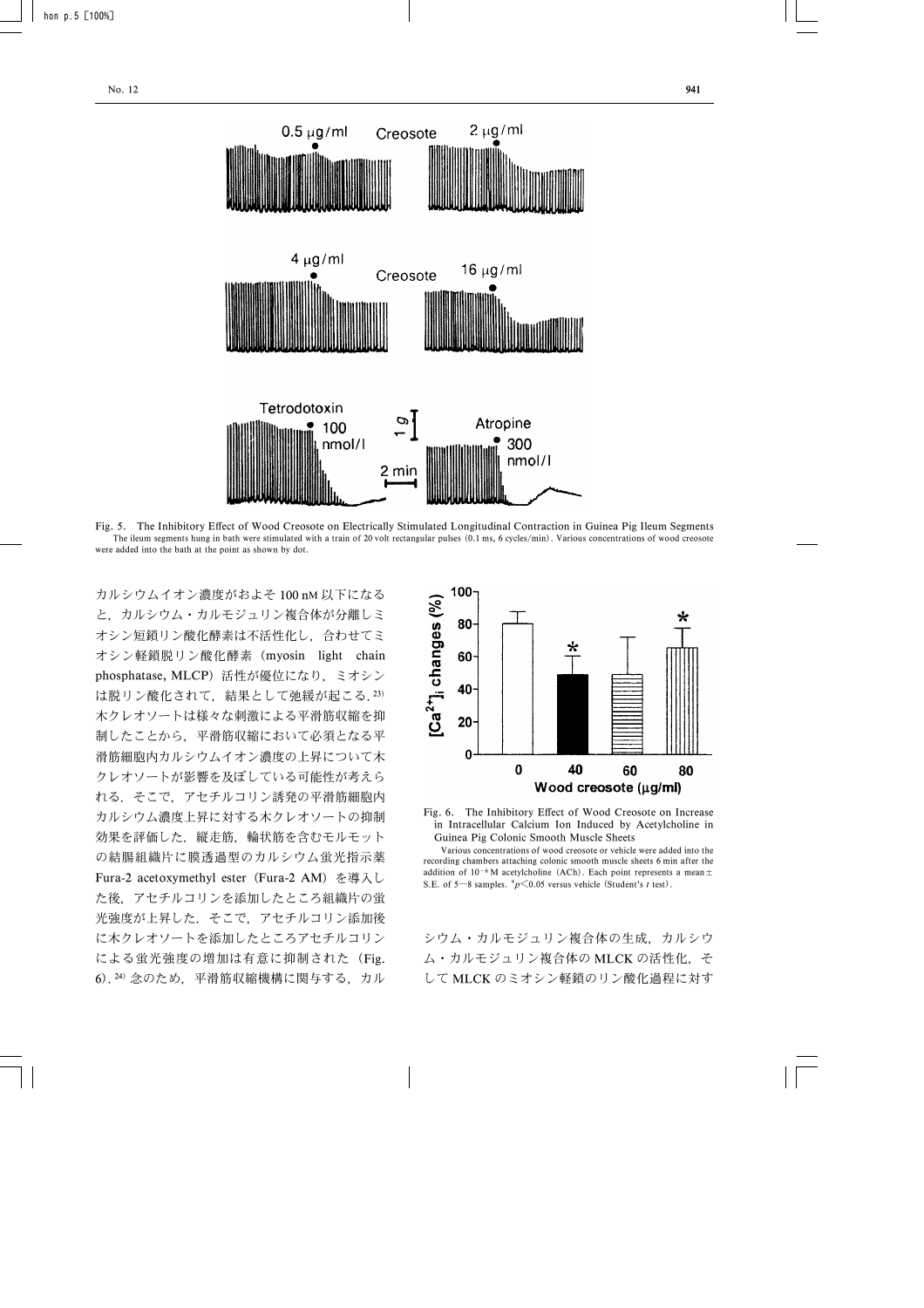Fig. 5. The Inhibitory Effect of Wood Creosote on Electrically Stimulated Longitudinal Contraction in Guinea Pig Ileum Segments

The ileum segments hung in bath were stimulated with a train of 20 volt rectangular pulses (0.1 ms, 6 cycles/min). Various concentrations of wood creosote were added into the bath at the point as shown by dot.

カルシウムイオン濃度がおよそ 100 nM 以下になると，カルシウム・カルモジュリン複合体が分離しミオシン短鎖リン酸化酵素は不活性化し，合わせてミオシン軽鎖脱リン酸化酵素（myosin light chain phosphatase, MLCP）活性が優位になり，ミオシンは脱リン酸化されて，結果として弛緩が起こる.[23] 木クレオソートは様々な刺激による平滑筋収縮を抑制したことから，平滑筋収縮において必須となる平滑筋細胞内カルシウムイオン濃度の上昇について木クレオソートが影響を及ぼしている可能性が考えられる．そこで，アセチルコリン誘発の平滑筋細胞内カルシウム濃度上昇に対する木クレオソートの抑制効果を評価した．縦走筋，輪状筋を含むモルモットの結腸組織片に膜透過型のカルシウム蛍光指示薬 Fura-2 acetoxymethyl ester（Fura-2 AM）を導入した後，アセチルコリンを添加したところ組織片の蛍光強度が上昇した．そこで，アセチルコリン添加後に木クレオソートを添加したところアセチルコリンによる蛍光強度の増加は有意に抑制された（Fig. 6）.[24] 念のため，平滑筋収縮機構に関与する，カルシウム・カルモジュリン複合体の生成，カルシウム・カルモジュリン複合体の MLCK の活性化，そして MLCK のミオシン軽鎖のリン酸化過程に対す

Fig. 6. The Inhibitory Effect of Wood Creosote on Increase in Intracellular Calcium Ion Induced by Acetylcholine in Guinea Pig Colonic Smooth Muscle Sheets

Various concentrations of wood creosote or vehicle were added into the recording chambers attaching colonic smooth muscle sheets 6 min after the addition of $10^{-6}$ M acetylcholine (ACh). Each point represents a mean ± S.E. of 5—8 samples. * $p<0.05$ versus vehicle (Student's $t$ test).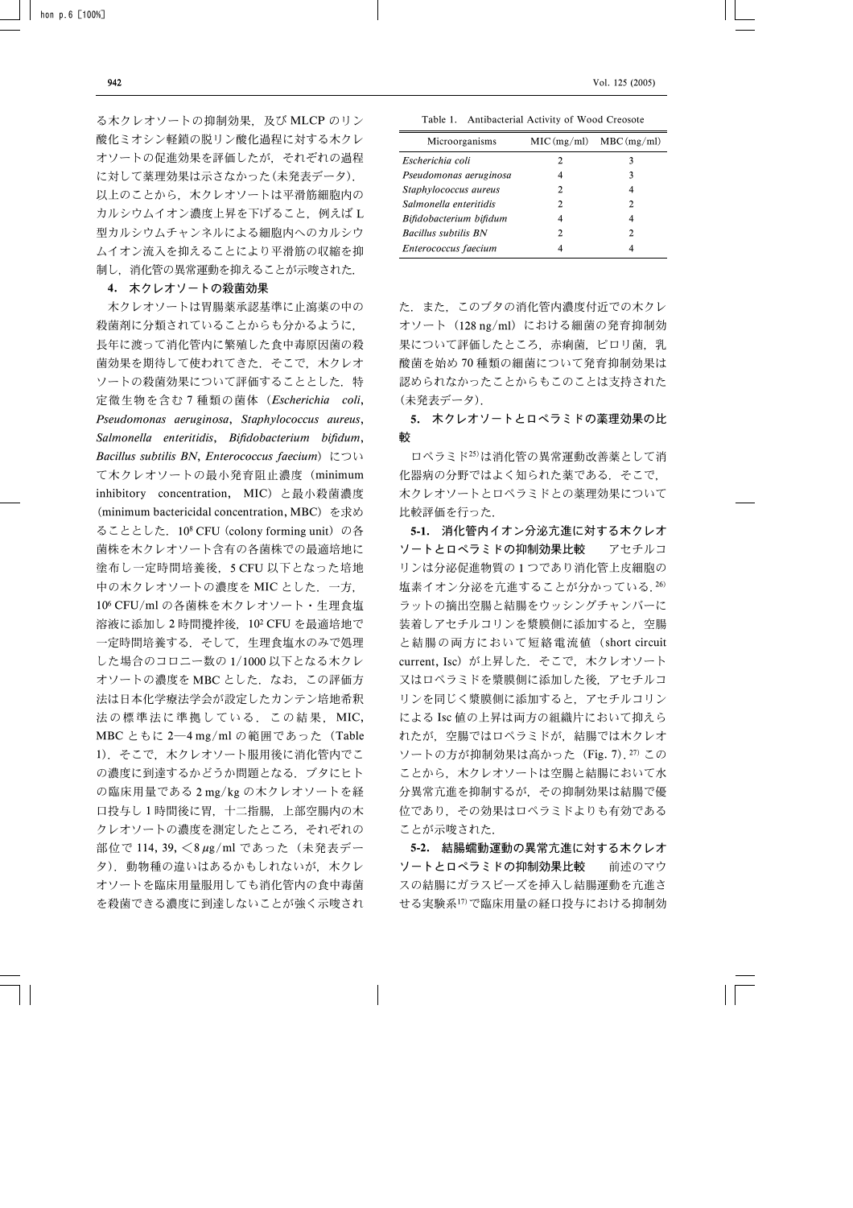る木クレオソートの抑制効果，及び MLCP のリン酸化ミオシン軽鎖の脱リン酸化過程に対する木クレオソートの促進効果を評価したが，それぞれの過程に対して薬理効果は示さなかった(未発表データ)．以上のことから，木クレオソートは平滑筋細胞内のカルシウムイオン濃度上昇を下げること，例えば L 型カルシウムチャンネルによる細胞内へのカルシウムイオン流入を抑えることにより平滑筋の収縮を抑制し，消化管の異常運動を抑えることが示唆された．

## 4. 木クレオソートの殺菌効果

木クレオソートは胃腸薬承認基準に止瀉薬の中の殺菌剤に分類されていることからも分かるように，長年に渡って消化管内に繁殖した食中毒原因菌の殺菌効果を期待して使われてきた．そこで，木クレオソートの殺菌効果について評価することとした．特定微生物を含む 7 種類の菌体（*Escherichia coli*, *Pseudomonas aeruginosa*, *Staphylococcus aureus*, *Salmonella enteritidis*, *Bifidobacterium bifidum*, *Bacillus subtilis BN*, *Enterococcus faecium*）について木クレオソートの最小発育阻止濃度（minimum inhibitory concentration, MIC）と最小殺菌濃度（minimum bactericidal concentration, MBC）を求めることとした．$10^8$ CFU (colony forming unit) の各菌株を木クレオソート含有の各菌株での最適培地に塗布し一定時間培養後，5 CFU 以下となった培地中の木クレオソートの濃度を MIC とした．一方，$10^6$ CFU/ml の各菌株を木クレオソート・生理食塩溶液に添加し 2 時間攪拌後，$10^2$ CFU を最適培地で一定時間培養する．そして，生理食塩水のみで処理した場合のコロニー数の 1/1000 以下となる木クレオソートの濃度を MBC とした．なお，この評価方法は日本化学療法学会が設定したカンテン培地希釈法の標準法に準拠している．この結果，MIC, MBC ともに 2—4 mg/ml の範囲であった（Table 1）．そこで，木クレオソート服用後に消化管内でこの濃度に到達するかどうか問題となる．ブタにヒトの臨床用量である 2 mg/kg の木クレオソートを経口投与し 1 時間後に胃，十二指腸，上部空腸内の木クレオソートの濃度を測定したところ，それぞれの部位で 114, 39, <8 $\mu$g/ml であった（未発表データ）．動物種の違いはあるかもしれないが，木クレオソートを臨床用量服用しても消化管内の食中毒菌を殺菌できる濃度に到達しないことが強く示唆された．また，このブタの消化管内濃度付近での木クレオソート（128 ng/ml）における細菌の発育抑制効果について評価したところ，赤痢菌，ピロリ菌，乳酸菌を始め 70 種類の細菌について発育抑制効果は認められなかったことからもこのことは支持された（未発表データ）．

Table 1. Antibacterial Activity of Wood Creosote

| Microorganisms | MIC (mg/ml) | MBC (mg/ml) |
|---|---|---|
| *Escherichia coli* | 2 | 3 |
| *Pseudomonas aeruginosa* | 4 | 3 |
| *Staphylococcus aureus* | 2 | 4 |
| *Salmonella enteritidis* | 2 | 2 |
| *Bifidobacterium bifidum* | 4 | 4 |
| *Bacillus subtilis BN* | 2 | 2 |
| *Enterococcus faecium* | 4 | 4 |

## 5. 木クレオソートとロペラミドの薬理効果の比較

ロペラミド[25]は消化管の異常運動改善薬として消化器病の分野ではよく知られた薬である．そこで，木クレオソートとロペラミドとの薬理効果について比較評価を行った．

**5-1. 消化管内イオン分泌亢進に対する木クレオソートとロペラミドの抑制効果比較**　アセチルコリンは分泌促進物質の 1 つであり消化管上皮細胞の塩素イオン分泌を亢進することが分かっている．[26] ラットの摘出空腸と結腸をウッシングチャンバーに装着しアセチルコリンを漿膜側に添加すると，空腸と結腸の両方において短絡電流値（short circuit current, Isc）が上昇した．そこで，木クレオソート又はロペラミドを漿膜側に添加した後，アセチルコリンを同じく漿膜側に添加すると，アセチルコリンによる Isc 値の上昇は両方の組織片において抑えられたが，空腸ではロペラミドが，結腸では木クレオソートの方が抑制効果は高かった（Fig. 7）．[27] このことから，木クレオソートは空腸と結腸において水分異常亢進を抑制するが，その抑制効果は結腸で優位であり，その効果はロペラミドよりも有効であることが示唆された．

**5-2. 結腸蠕動運動の異常亢進に対する木クレオソートとロペラミドの抑制効果比較**　前述のマウスの結腸にガラスビーズを挿入し結腸運動を亢進させる実験系[17]で臨床用量の経口投与における抑制効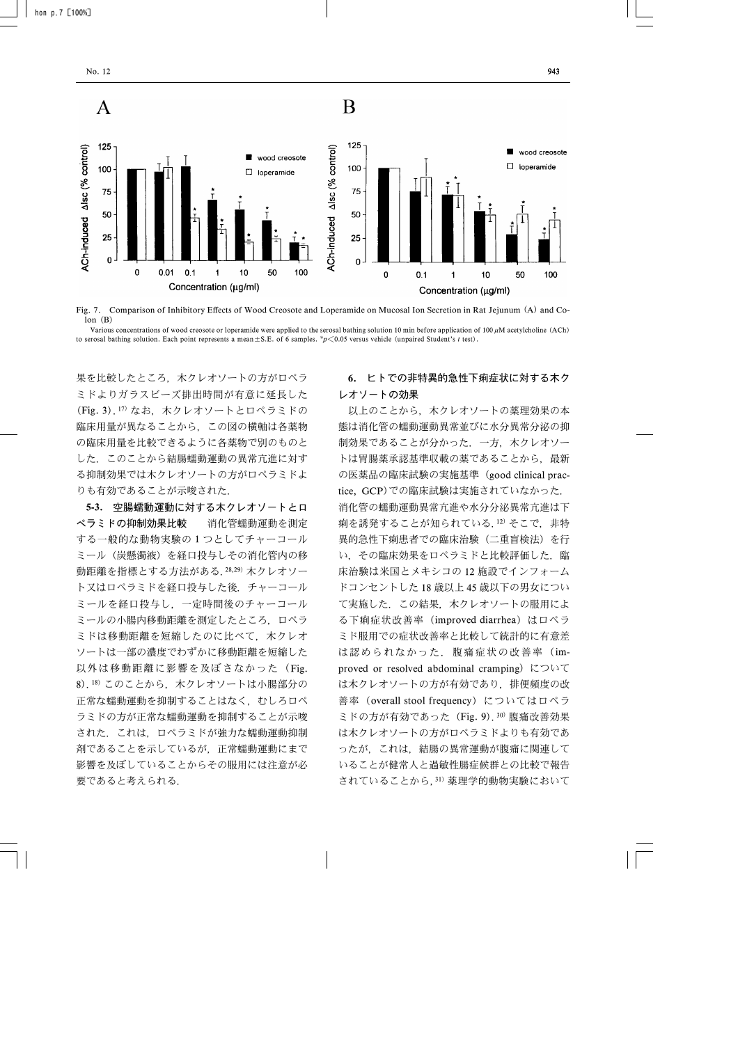Fig. 7. Comparison of Inhibitory Effects of Wood Creosote and Loperamide on Mucosal Ion Secretion in Rat Jejunum (A) and Colon (B)

Various concentrations of wood creosote or loperamide were applied to the serosal bathing solution 10 min before application of 100 $\mu$M acetylcholine (ACh) to serosal bathing solution. Each point represents a mean±S.E. of 6 samples. *$p<0.05$ versus vehicle (unpaired Student's $t$ test).

果を比較したところ，木クレオソートの方がロペラミドよりガラスビーズ排出時間が有意に延長した(Fig. 3).[17] なお，木クレオソートとロペラミドの臨床用量が異なることから，この図の横軸は各薬物の臨床用量を比較できるように各薬物で別のものとした．このことから結腸蠕動運動の異常亢進に対する抑制効果では木クレオソートの方がロペラミドよりも有効であることが示唆された．

**5-3. 空腸蠕動運動に対する木クレオソートとロペラミドの抑制効果比較**　消化管蠕動運動を測定する一般的な動物実験の 1 つとしてチャーコールミール（炭懸濁液）を経口投与しその消化管内の移動距離を指標とする方法がある．[28,29] 木クレオソート又はロペラミドを経口投与した後．チャーコールミールを経口投与し，一定時間後のチャーコールミールの小腸内移動距離を測定したところ，ロペラミドは移動距離を短縮したのに比べて，木クレオソートは一部の濃度でわずかに移動距離を短縮した以外は移動距離に影響を及ぼさなかった（Fig. 8）.[18] このことから，木クレオソートは小腸部分の正常な蠕動運動を抑制することはなく，むしろロペラミドの方が正常な蠕動運動を抑制することが示唆された．これは，ロペラミドが強力な蠕動運動抑制剤であることを示しているが，正常蠕動運動にまで影響を及ぼしていることからその服用には注意が必要であると考えられる．

## 6. ヒトでの非特異的急性下痢症状に対する木クレオソートの効果

以上のことから，木クレオソートの薬理効果の本態は消化管の蠕動運動異常並びに水分異常分泌の抑制効果であることが分かった．一方，木クレオソートは胃腸薬承認基準収載の薬であることから，最新の医薬品の臨床試験の実施基準（good clinical practice, GCP）での臨床試験は実施されていなかった．消化管の蠕動運動異常亢進や水分分泌異常亢進は下痢を誘発することが知られている．[12] そこで，非特異的急性下痢患者での臨床治験（二重盲検法）を行い，その臨床効果をロペラミドと比較評価した．臨床治験は米国とメキシコの 12 施設でインフォームドコンセントした 18 歳以上 45 歳以下の男女について実施した．この結果，木クレオソートの服用による下痢症状改善率（improved diarrhea）はロペラミド服用での症状改善率と比較して統計的に有意差は認められなかった．腹痛症状の改善率（improved or resolved abdominal cramping）については木クレオソートの方が有効であり，排便頻度の改善率（overall stool frequency）についてはロペラミドの方が有効であった（Fig. 9）.[30] 腹痛改善効果は木クレオソートの方がロペラミドよりも有効であったが，これは，結腸の異常運動が腹痛に関連していることが健常人と過敏性腸症候群との比較で報告されていることから，[31] 薬理学的動物実験において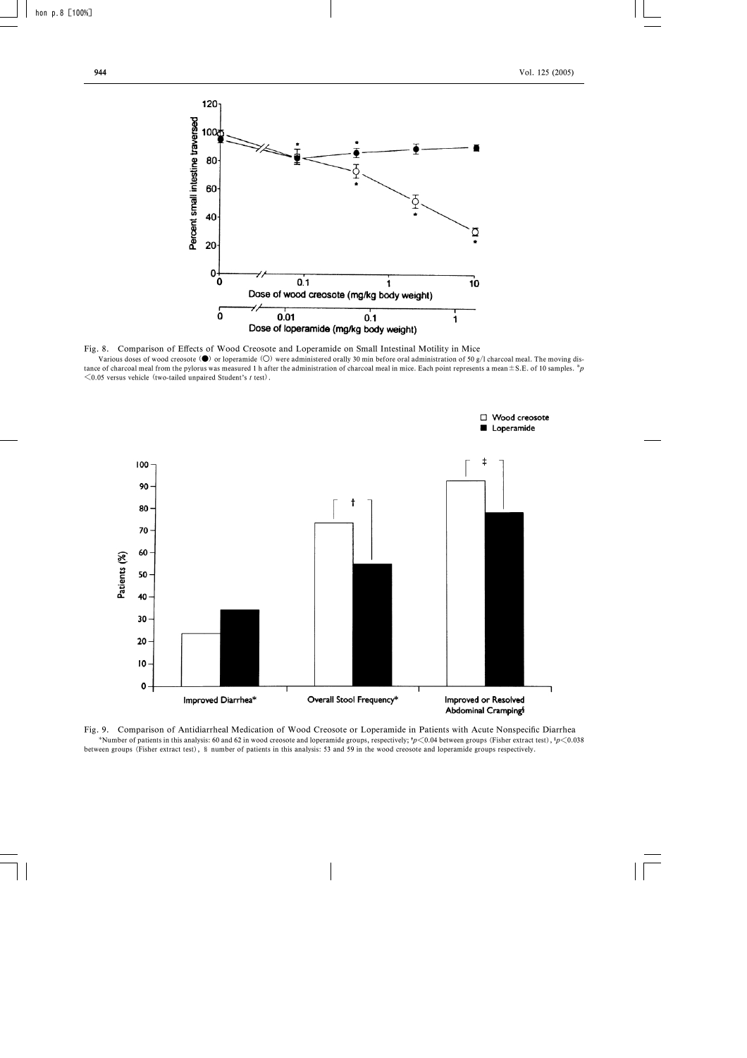Fig. 8. Comparison of Effects of Wood Creosote and Loperamide on Small Intestinal Motility in Mice

Various doses of wood creosote (●) or loperamide (○) were administered orally 30 min before oral administration of 50 g/l charcoal meal. The moving distance of charcoal meal from the pylorus was measured 1 h after the administration of charcoal meal in mice. Each point represents a mean ± S.E. of 10 samples. *$p$ < 0.05 versus vehicle (two-tailed unpaired Student's $t$ test).

Fig. 9. Comparison of Antidiarrheal Medication of Wood Creosote or Loperamide in Patients with Acute Nonspecific Diarrhea

*Number of patients in this analysis: 60 and 62 in wood creosote and loperamide groups, respectively; †$p$ < 0.04 between groups (Fisher extract test), ‡$p$ < 0.038 between groups (Fisher extract test), § number of patients in this analysis: 53 and 59 in the wood creosote and loperamide groups respectively.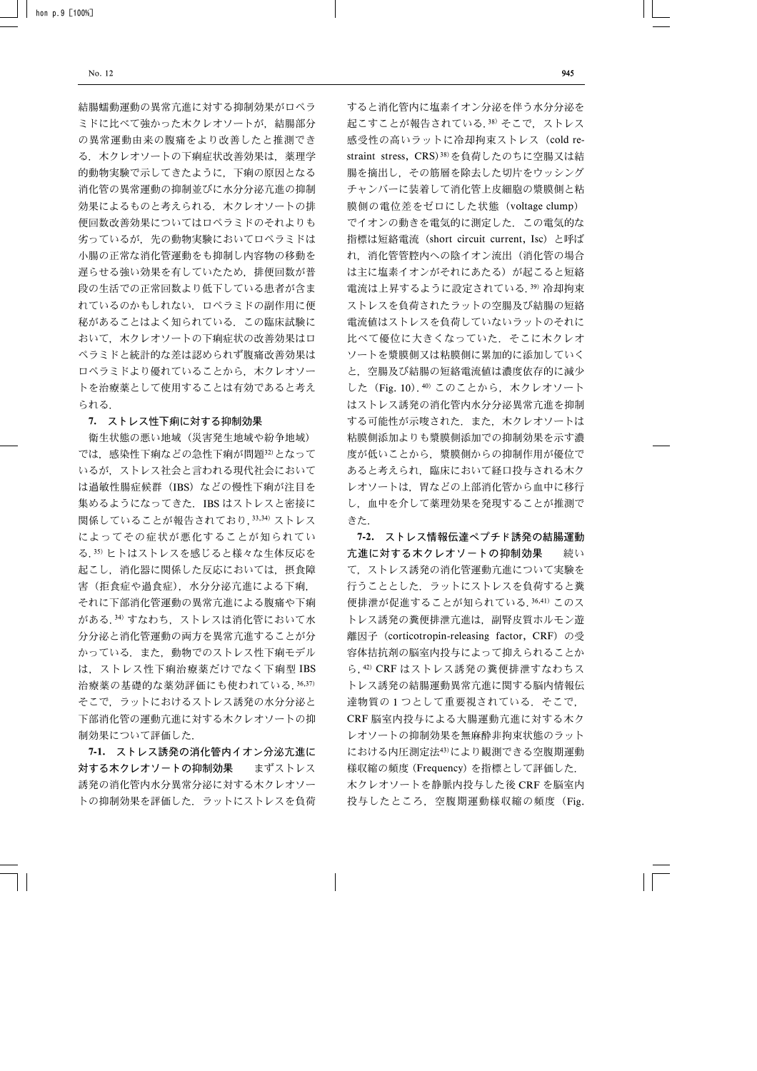結腸蠕動運動の異常亢進に対する抑制効果がロペラミドに比べて強かった木クレオソートが，結腸部分の異常運動由来の腹痛をより改善したと推測できる．木クレオソートの下痢症状改善効果は，薬理学的動物実験で示してきたように，下痢の原因となる消化管の異常運動の抑制並びに水分分泌亢進の抑制効果によるものと考えられる．木クレオソートの排便回数改善効果についてはロペラミドのそれよりも劣っているが，先の動物実験においてロペラミドは小腸の正常な消化管運動をも抑制し内容物の移動を遅らせる強い効果を有していたため，排便回数が普段の生活での正常回数より低下している患者が含まれているのかもしれない．ロペラミドの副作用に便秘があることはよく知られている．この臨床試験において，木クレオソートの下痢症状の改善効果はロペラミドと統計的な差は認められず腹痛改善効果はロペラミドより優れていることから，木クレオソートを治療薬として使用することは有効であると考えられる．

**7.　ストレス性下痢に対する抑制効果**

衛生状態の悪い地域（災害発生地域や紛争地域）では，感染性下痢などの急性下痢が問題[32]となっているが，ストレス社会と言われる現代社会においては過敏性腸症候群（IBS）などの慢性下痢が注目を集めるようになってきた．IBS はストレスと密接に関係していることが報告されており，[33,34] ストレスによってその症状が悪化することが知られている．[35] ヒトはストレスを感じると様々な生体反応を起こし，消化器に関係した反応においては，摂食障害（拒食症や過食症），水分分泌亢進による下痢，それに下部消化管運動の異常亢進による腹痛や下痢がある．[34] すなわち，ストレスは消化管において水分分泌と消化管運動の両方を異常亢進することが分かっている．また，動物でのストレス性下痢モデルは，ストレス性下痢治療薬だけでなく下痢型 IBS 治療薬の基礎的な薬効評価にも使われている．[36,37] そこで，ラットにおけるストレス誘発の水分分泌と下部消化管の運動亢進に対する木クレオソートの抑制効果について評価した．

**7-1.　ストレス誘発の消化管内イオン分泌亢進に対する木クレオソートの抑制効果**　　まずストレス誘発の消化管内水分異常分泌に対する木クレオソートの抑制効果を評価した．ラットにストレスを負荷すると消化管内に塩素イオン分泌を伴う水分分泌を起こすことが報告されている．[38] そこで，ストレス感受性の高いラットに冷却拘束ストレス（cold restraint stress，CRS）[38] を負荷したのちに空腸又は結腸を摘出し，その筋層を除去した切片をウッシングチャンバーに装着して消化管上皮細胞の漿膜側と粘膜側の電位差をゼロにした状態（voltage clump）でイオンの動きを電気的に測定した．この電気的な指標は短絡電流（short circuit current，Isc）と呼ばれ，消化管管腔内への陰イオン流出（消化管の場合は主に塩素イオンがそれにあたる）が起こると短絡電流は上昇するように設定されている．[39] 冷却拘束ストレスを負荷されたラットの空腸及び結腸の短絡電流値はストレスを負荷していないラットのそれに比べて優位に大きくなっていた．そこに木クレオソートを漿膜側又は粘膜側に累加的に添加していくと，空腸及び結腸の短絡電流値は濃度依存的に減少した（Fig. 10）．[40] このことから，木クレオソートはストレス誘発の消化管内水分分泌異常亢進を抑制する可能性が示唆された．また，木クレオソートは粘膜側添加よりも漿膜側添加での抑制効果を示す濃度が低いことから，漿膜側からの抑制作用が優位であると考えられ，臨床において経口投与される木クレオソートは，胃などの上部消化管から血中に移行し，血中を介して薬理効果を発現することが推測できた．

**7-2.　ストレス情報伝達ペプチド誘発の結腸運動亢進に対する木クレオソートの抑制効果**　　続いて，ストレス誘発の消化管運動亢進について実験を行うこととした．ラットにストレスを負荷すると糞便排泄が促進することが知られている．[36,41] このストレス誘発の糞便排泄亢進は，副腎皮質ホルモン遊離因子（corticotropin-releasing factor，CRF）の受容体拮抗剤の脳室内投与によって抑えられることから，[42] CRF はストレス誘発の糞便排泄すなわちストレス誘発の結腸運動異常亢進に関する脳内情報伝達物質の 1 つとして重要視されている．そこで，CRF 脳室内投与による大腸運動亢進に対する木クレオソートの抑制効果を無麻酔非拘束状態のラットにおける内圧測定法[43]により観測できる空腹期運動様収縮の頻度（Frequency）を指標として評価した．木クレオソートを静脈内投与した後 CRF を脳室内投与したところ，空腹期運動様収縮の頻度（Fig.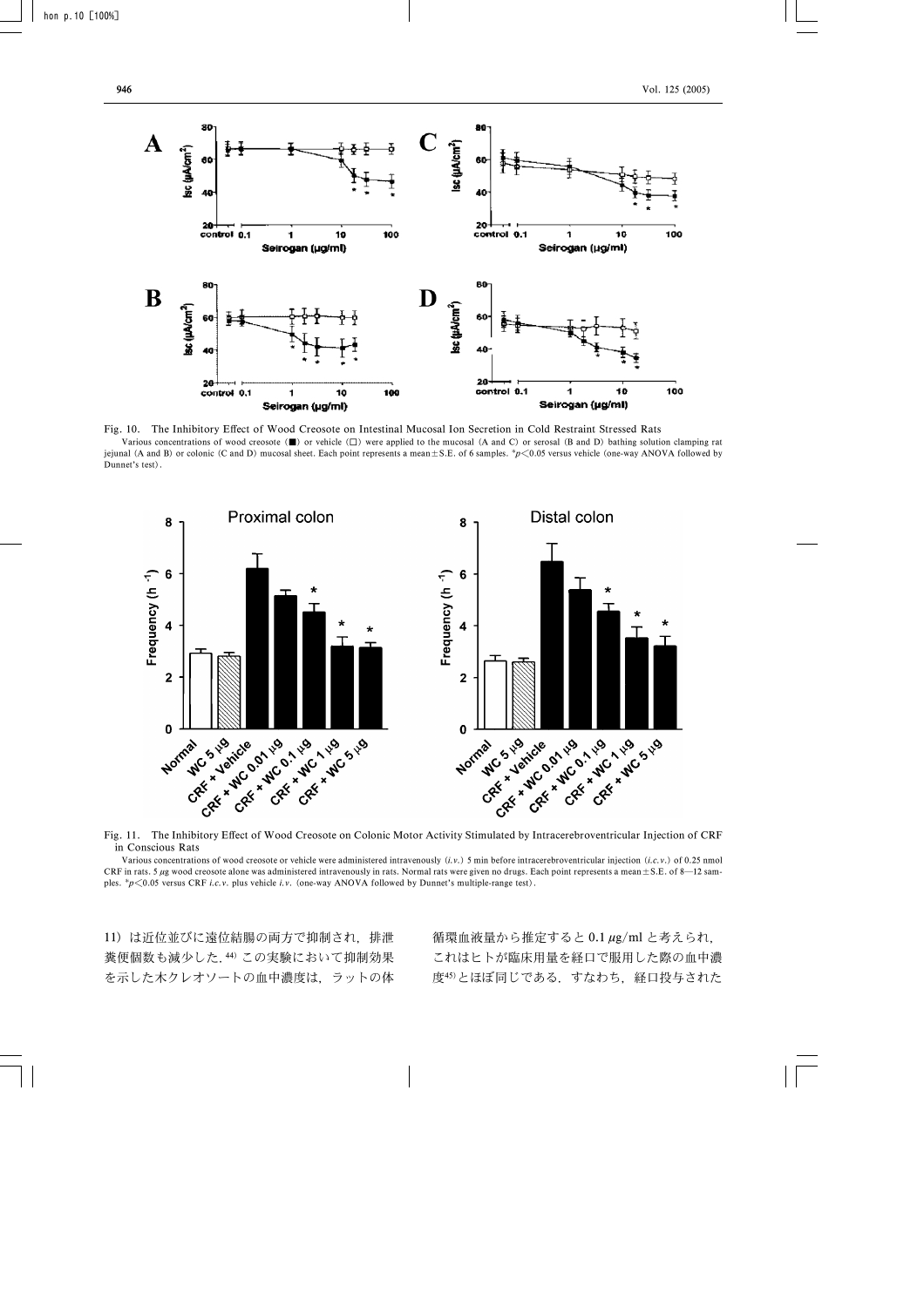Fig. 10. The Inhibitory Effect of Wood Creosote on Intestinal Mucosal Ion Secretion in Cold Restraint Stressed Rats

Various concentrations of wood creosote (■) or vehicle (□) were applied to the mucosal (A and C) or serosal (B and D) bathing solution clamping rat jejunal (A and B) or colonic (C and D) mucosal sheet. Each point represents a mean±S.E. of 6 samples. \*$p<0.05$ versus vehicle (one-way ANOVA followed by Dunnet's test).

Fig. 11. The Inhibitory Effect of Wood Creosote on Colonic Motor Activity Stimulated by Intracerebroventricular Injection of CRF in Conscious Rats

Various concentrations of wood creosote or vehicle were administered intravenously (*i.v.*) 5 min before intracerebroventricular injection (*i.c.v.*) of 0.25 nmol CRF in rats. 5 $\mu$g wood creosote alone was administered intravenously in rats. Normal rats were given no drugs. Each point represents a mean±S.E. of 8—12 samples. \*$p<0.05$ versus CRF *i.c.v.* plus vehicle *i.v.* (one-way ANOVA followed by Dunnet's multiple-range test).

11）は近位並びに遠位結腸の両方で抑制され，排泄糞便個数も減少した．[44] この実験において抑制効果を示した木クレオソートの血中濃度は，ラットの体循環血液量から推定すると 0.1 $\mu$g/ml と考えられ，これはヒトが臨床用量を経口で服用した際の血中濃度[45]とほぼ同じである．すなわち，経口投与された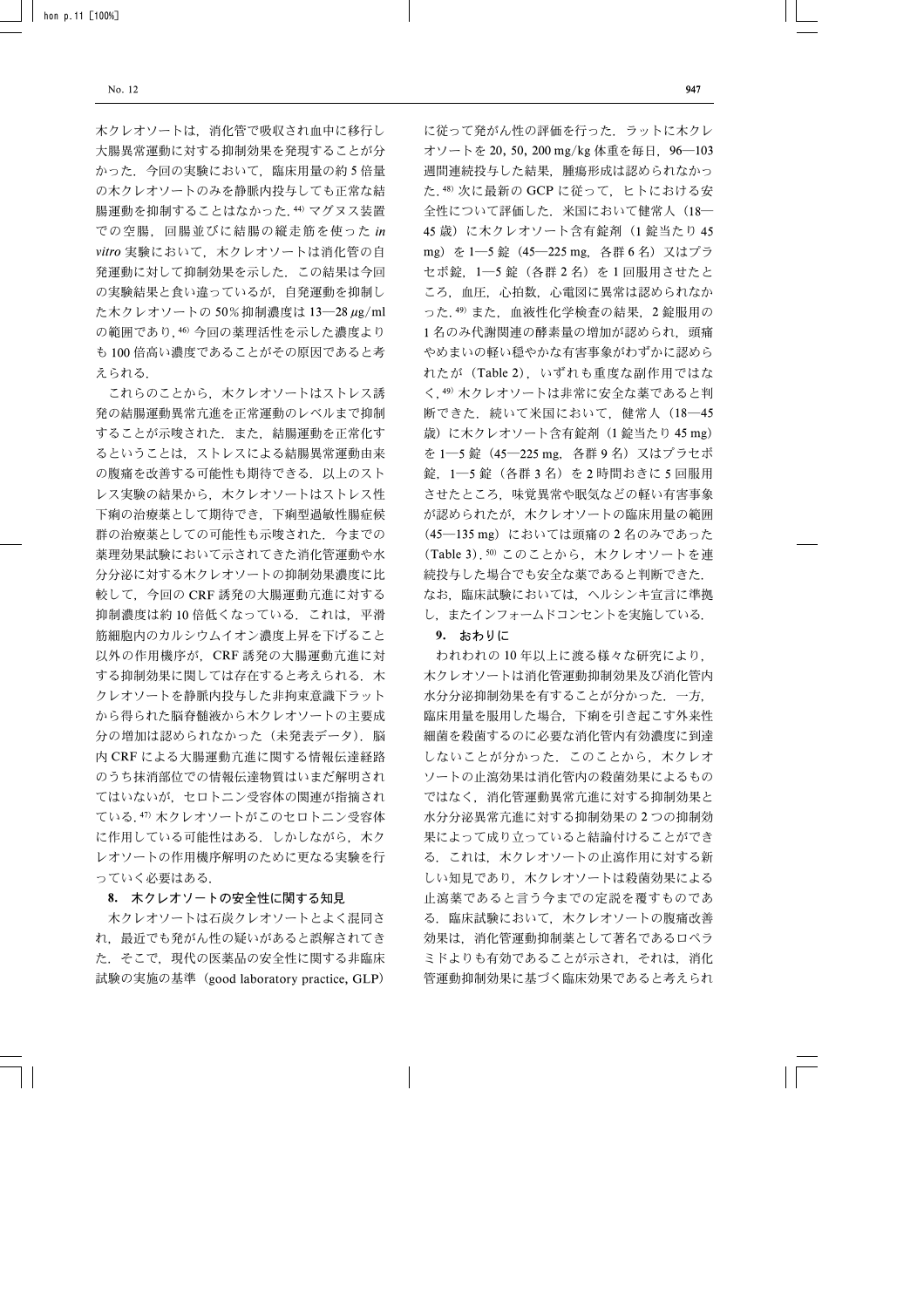木クレオソートは，消化管で吸収され血中に移行し大腸異常運動に対する抑制効果を発現することが分かった．今回の実験において，臨床用量の約 5 倍量の木クレオソートのみを静脈内投与しても正常な結腸運動を抑制することはなかった.[44] マグヌス装置での空腸，回腸並びに結腸の縦走筋を使った *in vitro* 実験において，木クレオソートは消化管の自発運動に対して抑制効果を示した．この結果は今回の実験結果と食い違っているが，自発運動を抑制した木クレオソートの 50% 抑制濃度は 13—28 $\mu$g/ml の範囲であり,[46] 今回の薬理活性を示した濃度よりも 100 倍高い濃度であることがその原因であると考えられる．

これらのことから，木クレオソートはストレス誘発の結腸運動異常亢進を正常運動のレベルまで抑制することが示唆された．また，結腸運動を正常化するということは，ストレスによる結腸異常運動由来の腹痛を改善する可能性も期待できる．以上のストレス実験の結果から，木クレオソートはストレス性下痢の治療薬として期待でき，下痢型過敏性腸症候群の治療薬としての可能性も示唆された．今までの薬理効果試験において示されてきた消化管運動や水分分泌に対する木クレオソートの抑制効果濃度に比較して，今回の CRF 誘発の大腸運動亢進に対する抑制濃度は約 10 倍低くなっている．これは，平滑筋細胞内のカルシウムイオン濃度上昇を下げること以外の作用機序が，CRF 誘発の大腸運動亢進に対する抑制効果に関しては存在すると考えられる．木クレオソートを静脈内投与した非拘束意識下ラットから得られた脳脊髄液から木クレオソートの主要成分の増加は認められなかった（未発表データ）．脳内 CRF による大腸運動亢進に関する情報伝達経路のうち抹消部位での情報伝達物質はいまだ解明されてはいないが，セロトニン受容体の関連が指摘されている.[47] 木クレオソートがこのセロトニン受容体に作用している可能性はある．しかしながら，木クレオソートの作用機序解明のために更なる実験を行っていく必要はある．

## 8. 木クレオソートの安全性に関する知見

木クレオソートは石炭クレオソートとよく混同され，最近でも発がん性の疑いがあると誤解されてきた．そこで，現代の医薬品の安全性に関する非臨床試験の実施の基準（good laboratory practice, GLP）に従って発がん性の評価を行った．ラットに木クレオソートを 20, 50, 200 mg/kg 体重を毎日，96—103 週間連続投与した結果，腫瘍形成は認められなかった.[48] 次に最新の GCP に従って，ヒトにおける安全性について評価した．米国において健常人（18—45 歳）に木クレオソート含有錠剤（1 錠当たり 45 mg）を 1—5 錠（45—225 mg，各群 6 名）又はプラセボ錠，1—5 錠（各群 2 名）を 1 回服用させたところ，血圧，心拍数，心電図に異常は認められなかった.[49] また，血液性化学検査の結果，2 錠服用の 1 名のみ代謝関連の酵素量の増加が認められ，頭痛やめまいの軽い穏やかな有害事象がわずかに認められたが（Table 2），いずれも重度な副作用ではなく,[49] 木クレオソートは非常に安全な薬であると判断できた．続いて米国において，健常人（18—45 歳）に木クレオソート含有錠剤（1 錠当たり 45 mg）を 1—5 錠（45—225 mg，各群 9 名）又はプラセボ錠，1—5 錠（各群 3 名）を 2 時間おきに 5 回服用させたところ，味覚異常や眠気などの軽い有害事象が認められたが，木クレオソートの臨床用量の範囲（45—135 mg）においては頭痛の 2 名のみであった（Table 3）.[50] このことから，木クレオソートを連続投与した場合でも安全な薬であると判断できた．なお，臨床試験においては，ヘルシンキ宣言に準拠し，またインフォームドコンセントを実施している．

## 9. おわりに

われわれの 10 年以上に渡る様々な研究により，木クレオソートは消化管運動抑制効果及び消化管内水分分泌抑制効果を有することが分かった．一方，臨床用量を服用した場合，下痢を引き起こす外来性細菌を殺菌するのに必要な消化管内有効濃度に到達しないことが分かった．このことから，木クレオソートの止瀉効果は消化管内の殺菌効果によるものではなく，消化管運動異常亢進に対する抑制効果と水分分泌異常亢進に対する抑制効果の 2 つの抑制効果によって成り立っていると結論付けることができる．これは，木クレオソートの止瀉作用に対する新しい知見であり，木クレオソートは殺菌効果による止瀉薬であると言う今までの定説を覆すものである．臨床試験において，木クレオソートの腹痛改善効果は，消化管運動抑制薬として著名であるロペラミドよりも有効であることが示され，それは，消化管運動抑制効果に基づく臨床効果であると考えられ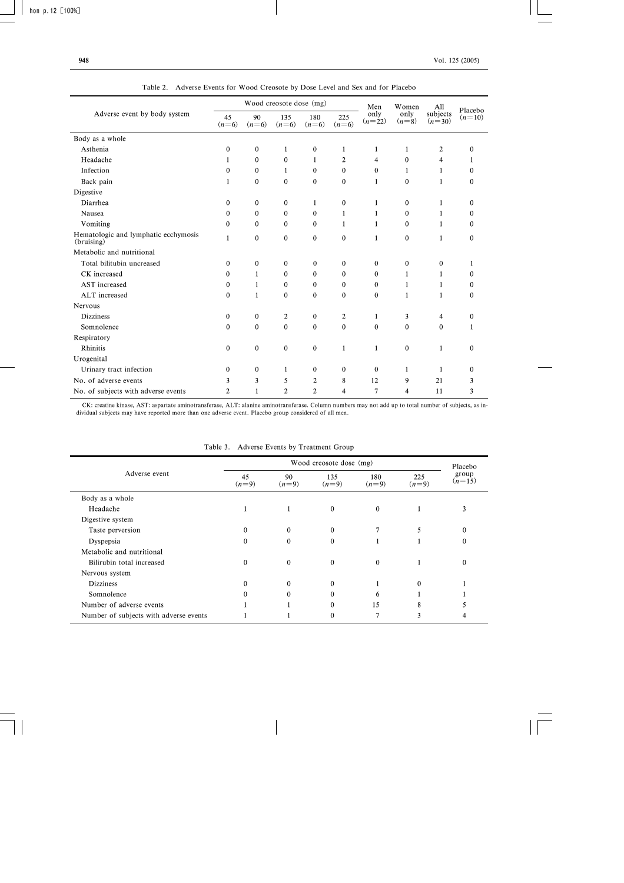Table 2. Adverse Events for Wood Creosote by Dose Level and Sex and for Placebo

| Adverse event by body system | Wood creosote dose (mg) | | | | | Men only ($n=22$) | Women only ($n=8$) | All subjects ($n=30$) | Placebo ($n=10$) |
|---|---|---|---|---|---|---|---|---|---|
| | 45 ($n=6$) | 90 ($n=6$) | 135 ($n=6$) | 180 ($n=6$) | 225 ($n=6$) | | | | |
| Body as a whole | | | | | | | | | |
| Asthenia | 0 | 0 | 1 | 0 | 1 | 1 | 1 | 2 | 0 |
| Headache | 1 | 0 | 0 | 1 | 2 | 4 | 0 | 4 | 1 |
| Infection | 0 | 0 | 1 | 0 | 0 | 0 | 1 | 1 | 0 |
| Back pain | 1 | 0 | 0 | 0 | 0 | 1 | 0 | 1 | 0 |
| Digestive | | | | | | | | | |
| Diarrhea | 0 | 0 | 0 | 1 | 0 | 1 | 0 | 1 | 0 |
| Nausea | 0 | 0 | 0 | 0 | 1 | 1 | 0 | 1 | 0 |
| Vomiting | 0 | 0 | 0 | 0 | 1 | 1 | 0 | 1 | 0 |
| Hematologic and lymphatic ecchymosis (bruising) | 1 | 0 | 0 | 0 | 0 | 1 | 0 | 1 | 0 |
| Metabolic and nutritional | | | | | | | | | |
| Total bilitubin uncreased | 0 | 0 | 0 | 0 | 0 | 0 | 0 | 0 | 1 |
| CK increased | 0 | 1 | 0 | 0 | 0 | 0 | 1 | 1 | 0 |
| AST increased | 0 | 1 | 0 | 0 | 0 | 0 | 1 | 1 | 0 |
| ALT increased | 0 | 1 | 0 | 0 | 0 | 0 | 1 | 1 | 0 |
| Nervous | | | | | | | | | |
| Dizziness | 0 | 0 | 2 | 0 | 2 | 1 | 3 | 4 | 0 |
| Somnolence | 0 | 0 | 0 | 0 | 0 | 0 | 0 | 0 | 1 |
| Respiratory | | | | | | | | | |
| Rhinitis | 0 | 0 | 0 | 0 | 1 | 1 | 0 | 1 | 0 |
| Urogenital | | | | | | | | | |
| Urinary tract infection | 0 | 0 | 1 | 0 | 0 | 0 | 1 | 1 | 0 |
| No. of adverse events | 3 | 3 | 5 | 2 | 8 | 12 | 9 | 21 | 3 |
| No. of subjects with adverse events | 2 | 1 | 2 | 2 | 4 | 7 | 4 | 11 | 3 |

CK: creatine kinase, AST: aspartate aminotransferase, ALT: alanine aminotransferase. Column numbers may not add up to total number of subjects, as individual subjects may have reported more than one adverse event. Placebo group considered of all men.

Table 3. Adverse Events by Treatment Group

| Adverse event | Wood creosote dose (mg) | | | | | Placebo group ($n=15$) |
|---|---|---|---|---|---|---|
| | 45 ($n=9$) | 90 ($n=9$) | 135 ($n=9$) | 180 ($n=9$) | 225 ($n=9$) | |
| Body as a whole | | | | | | |
| Headache | 1 | 1 | 0 | 0 | 1 | 3 |
| Digestive system | | | | | | |
| Taste perversion | 0 | 0 | 0 | 7 | 5 | 0 |
| Dyspepsia | 0 | 0 | 0 | 1 | 1 | 0 |
| Metabolic and nutritional | | | | | | |
| Bilirubin total increased | 0 | 0 | 0 | 0 | 1 | 0 |
| Nervous system | | | | | | |
| Dizziness | 0 | 0 | 0 | 1 | 0 | 1 |
| Somnolence | 0 | 0 | 0 | 6 | 1 | 1 |
| Number of adverse events | 1 | 1 | 0 | 15 | 8 | 5 |
| Number of subjects with adverse events | 1 | 1 | 0 | 7 | 3 | 4 |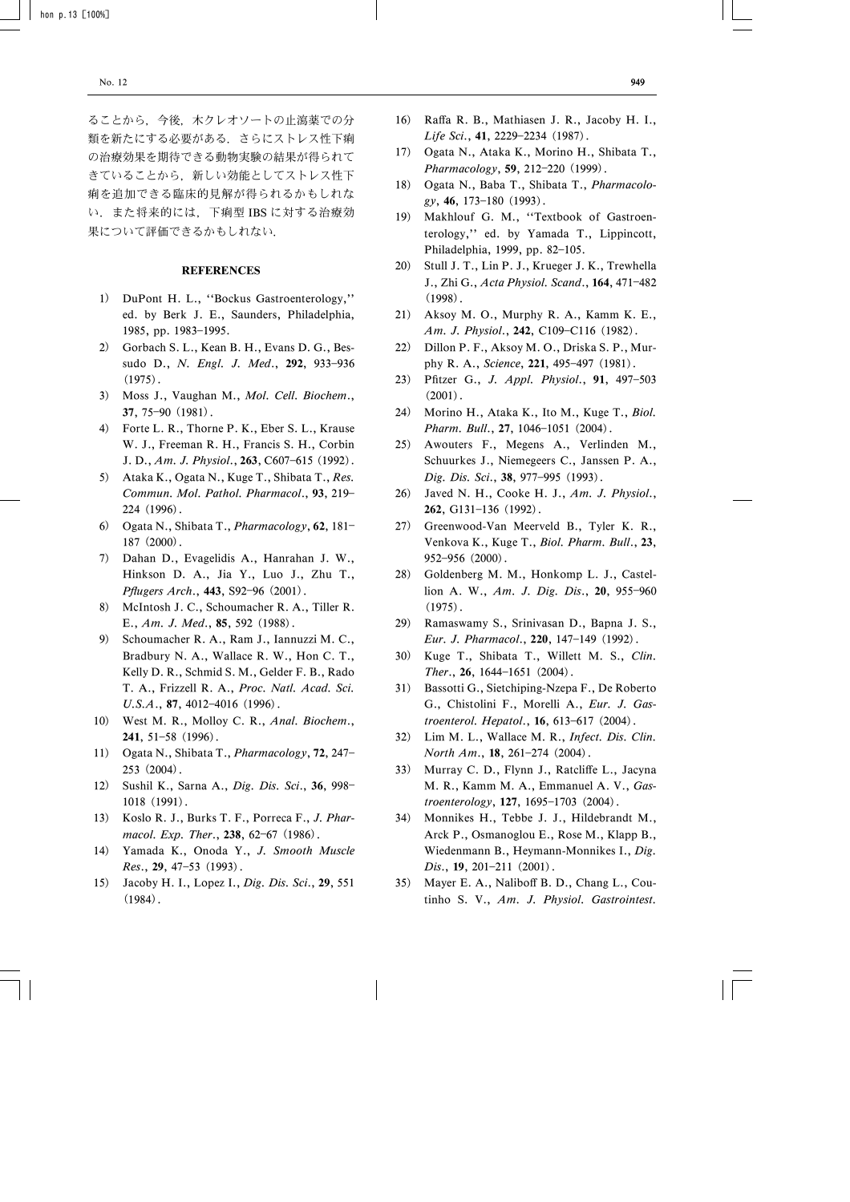ることから，今後，木クレオソートの止瀉薬での分類を新たにする必要がある．さらにストレス性下痢の治療効果を期待できる動物実験の結果が得られてきていることから，新しい効能としてストレス性下痢を追加できる臨床的見解が得られるかもしれない．また将来的には，下痢型 IBS に対する治療効果について評価できるかもしれない．

## REFERENCES

1) DuPont H. L., ''Bockus Gastroenterology,'' ed. by Berk J. E., Saunders, Philadelphia, 1985, pp. 1983–1995.
2) Gorbach S. L., Kean B. H., Evans D. G., Bessudo D., *N. Engl. J. Med.*, **292**, 933–936 (1975).
3) Moss J., Vaughan M., *Mol. Cell. Biochem.*, **37**, 75–90 (1981).
4) Forte L. R., Thorne P. K., Eber S. L., Krause W. J., Freeman R. H., Francis S. H., Corbin J. D., *Am. J. Physiol.*, **263**, C607–615 (1992).
5) Ataka K., Ogata N., Kuge T., Shibata T., *Res. Commun. Mol. Pathol. Pharmacol.*, **93**, 219–224 (1996).
6) Ogata N., Shibata T., *Pharmacology*, **62**, 181–187 (2000).
7) Dahan D., Evagelidis A., Hanrahan J. W., Hinkson D. A., Jia Y., Luo J., Zhu T., *Pflugers Arch.*, **443**, S92–96 (2001).
8) McIntosh J. C., Schoumacher R. A., Tiller R. E., *Am. J. Med.*, **85**, 592 (1988).
9) Schoumacher R. A., Ram J., Iannuzzi M. C., Bradbury N. A., Wallace R. W., Hon C. T., Kelly D. R., Schmid S. M., Gelder F. B., Rado T. A., Frizzell R. A., *Proc. Natl. Acad. Sci. U.S.A.*, **87**, 4012–4016 (1996).
10) West M. R., Molloy C. R., *Anal. Biochem.*, **241**, 51–58 (1996).
11) Ogata N., Shibata T., *Pharmacology*, **72**, 247–253 (2004).
12) Sushil K., Sarna A., *Dig. Dis. Sci.*, **36**, 998–1018 (1991).
13) Koslo R. J., Burks T. F., Porreca F., *J. Pharmacol. Exp. Ther.*, **238**, 62–67 (1986).
14) Yamada K., Onoda Y., *J. Smooth Muscle Res.*, **29**, 47–53 (1993).
15) Jacoby H. I., Lopez I., *Dig. Dis. Sci.*, **29**, 551 (1984).
16) Raffa R. B., Mathiasen J. R., Jacoby H. I., *Life Sci.*, **41**, 2229–2234 (1987).
17) Ogata N., Ataka K., Morino H., Shibata T., *Pharmacology*, **59**, 212–220 (1999).
18) Ogata N., Baba T., Shibata T., *Pharmacology*, **46**, 173–180 (1993).
19) Makhlouf G. M., ''Textbook of Gastroenterology,'' ed. by Yamada T., Lippincott, Philadelphia, 1999, pp. 82–105.
20) Stull J. T., Lin P. J., Krueger J. K., Trewhella J., Zhi G., *Acta Physiol. Scand.*, **164**, 471–482 (1998).
21) Aksoy M. O., Murphy R. A., Kamm K. E., *Am. J. Physiol.*, **242**, C109–C116 (1982).
22) Dillon P. F., Aksoy M. O., Driska S. P., Murphy R. A., *Science*, **221**, 495–497 (1981).
23) Pfitzer G., *J. Appl. Physiol.*, **91**, 497–503 (2001).
24) Morino H., Ataka K., Ito M., Kuge T., *Biol. Pharm. Bull.*, **27**, 1046–1051 (2004).
25) Awouters F., Megens A., Verlinden M., Schuurkes J., Niemegeers C., Janssen P. A., *Dig. Dis. Sci.*, **38**, 977–995 (1993).
26) Javed N. H., Cooke H. J., *Am. J. Physiol.*, **262**, G131–136 (1992).
27) Greenwood-Van Meerveld B., Tyler K. R., Venkova K., Kuge T., *Biol. Pharm. Bull.*, **23**, 952–956 (2000).
28) Goldenberg M. M., Honkomp L. J., Castellion A. W., *Am. J. Dig. Dis.*, **20**, 955–960 (1975).
29) Ramaswamy S., Srinivasan D., Bapna J. S., *Eur. J. Pharmacol.*, **220**, 147–149 (1992).
30) Kuge T., Shibata T., Willett M. S., *Clin. Ther.*, **26**, 1644–1651 (2004).
31) Bassotti G., Sietchiping-Nzepa F., De Roberto G., Chistolini F., Morelli A., *Eur. J. Gastroenterol. Hepatol.*, **16**, 613–617 (2004).
32) Lim M. L., Wallace M. R., *Infect. Dis. Clin. North Am.*, **18**, 261–274 (2004).
33) Murray C. D., Flynn J., Ratcliffe L., Jacyna M. R., Kamm M. A., Emmanuel A. V., *Gastroenterology*, **127**, 1695–1703 (2004).
34) Monnikes H., Tebbe J. J., Hildebrandt M., Arck P., Osmanoglou E., Rose M., Klapp B., Wiedenmann B., Heymann-Monnikes I., *Dig. Dis.*, **19**, 201–211 (2001).
35) Mayer E. A., Naliboff B. D., Chang L., Coutinho S. V., *Am. J. Physiol. Gastrointest.*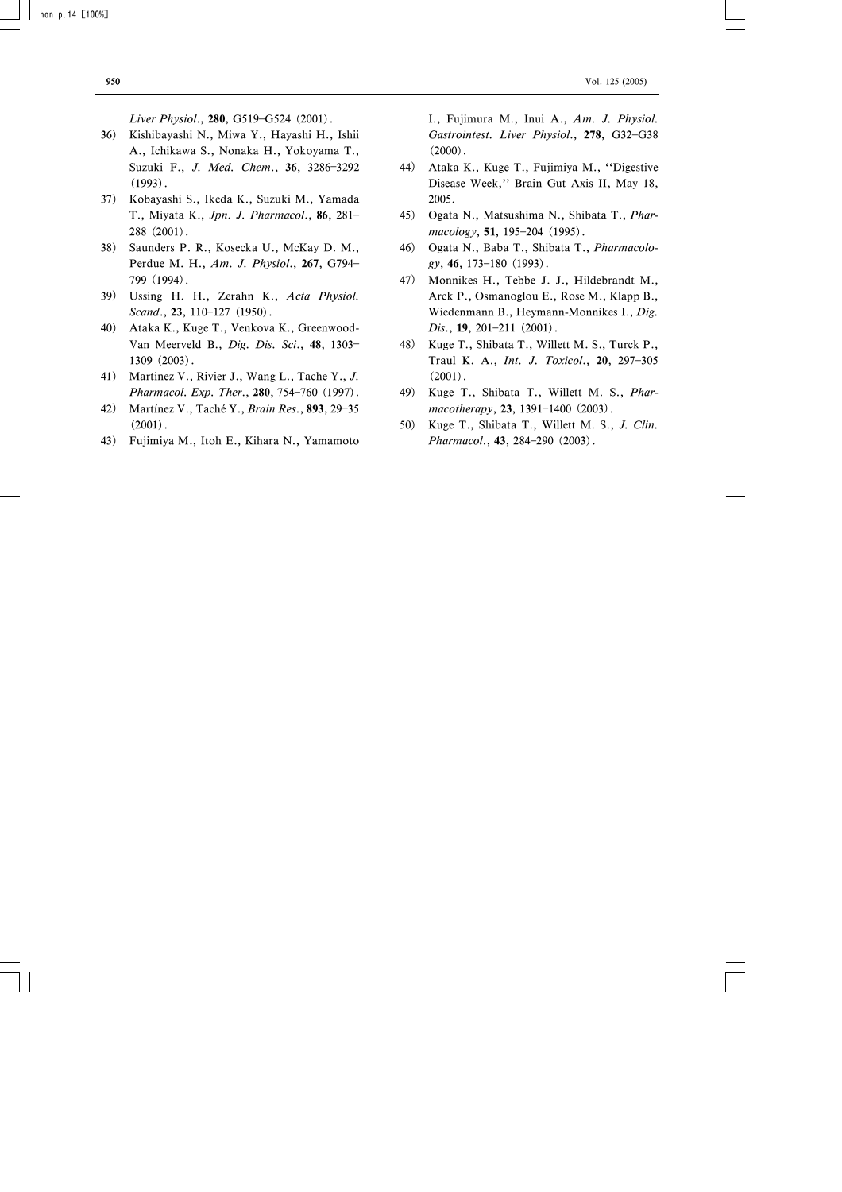*Liver Physiol.*, **280**, G519–G524 (2001).

36) Kishibayashi N., Miwa Y., Hayashi H., Ishii A., Ichikawa S., Nonaka H., Yokoyama T., Suzuki F., *J. Med. Chem.*, **36**, 3286–3292 (1993).
37) Kobayashi S., Ikeda K., Suzuki M., Yamada T., Miyata K., *Jpn. J. Pharmacol.*, **86**, 281–288 (2001).
38) Saunders P. R., Kosecka U., McKay D. M., Perdue M. H., *Am. J. Physiol.*, **267**, G794–799 (1994).
39) Ussing H. H., Zerahn K., *Acta Physiol. Scand.*, **23**, 110–127 (1950).
40) Ataka K., Kuge T., Venkova K., Greenwood-Van Meerveld B., *Dig. Dis. Sci.*, **48**, 1303–1309 (2003).
41) Martinez V., Rivier J., Wang L., Tache Y., *J. Pharmacol. Exp. Ther.*, **280**, 754–760 (1997).
42) Martínez V., Taché Y., *Brain Res.*, **893**, 29–35 (2001).
43) Fujimiya M., Itoh E., Kihara N., Yamamoto I., Fujimura M., Inui A., *Am. J. Physiol. Gastrointest. Liver Physiol.*, **278**, G32–G38 (2000).
44) Ataka K., Kuge T., Fujimiya M., ''Digestive Disease Week,'' Brain Gut Axis II, May 18, 2005.
45) Ogata N., Matsushima N., Shibata T., *Pharmacology*, **51**, 195–204 (1995).
46) Ogata N., Baba T., Shibata T., *Pharmacology*, **46**, 173–180 (1993).
47) Monnikes H., Tebbe J. J., Hildebrandt M., Arck P., Osmanoglou E., Rose M., Klapp B., Wiedenmann B., Heymann-Monnikes I., *Dig. Dis.*, **19**, 201–211 (2001).
48) Kuge T., Shibata T., Willett M. S., Turck P., Traul K. A., *Int. J. Toxicol.*, **20**, 297–305 (2001).
49) Kuge T., Shibata T., Willett M. S., *Pharmacotherapy*, **23**, 1391–1400 (2003).
50) Kuge T., Shibata T., Willett M. S., *J. Clin. Pharmacol.*, **43**, 284–290 (2003).